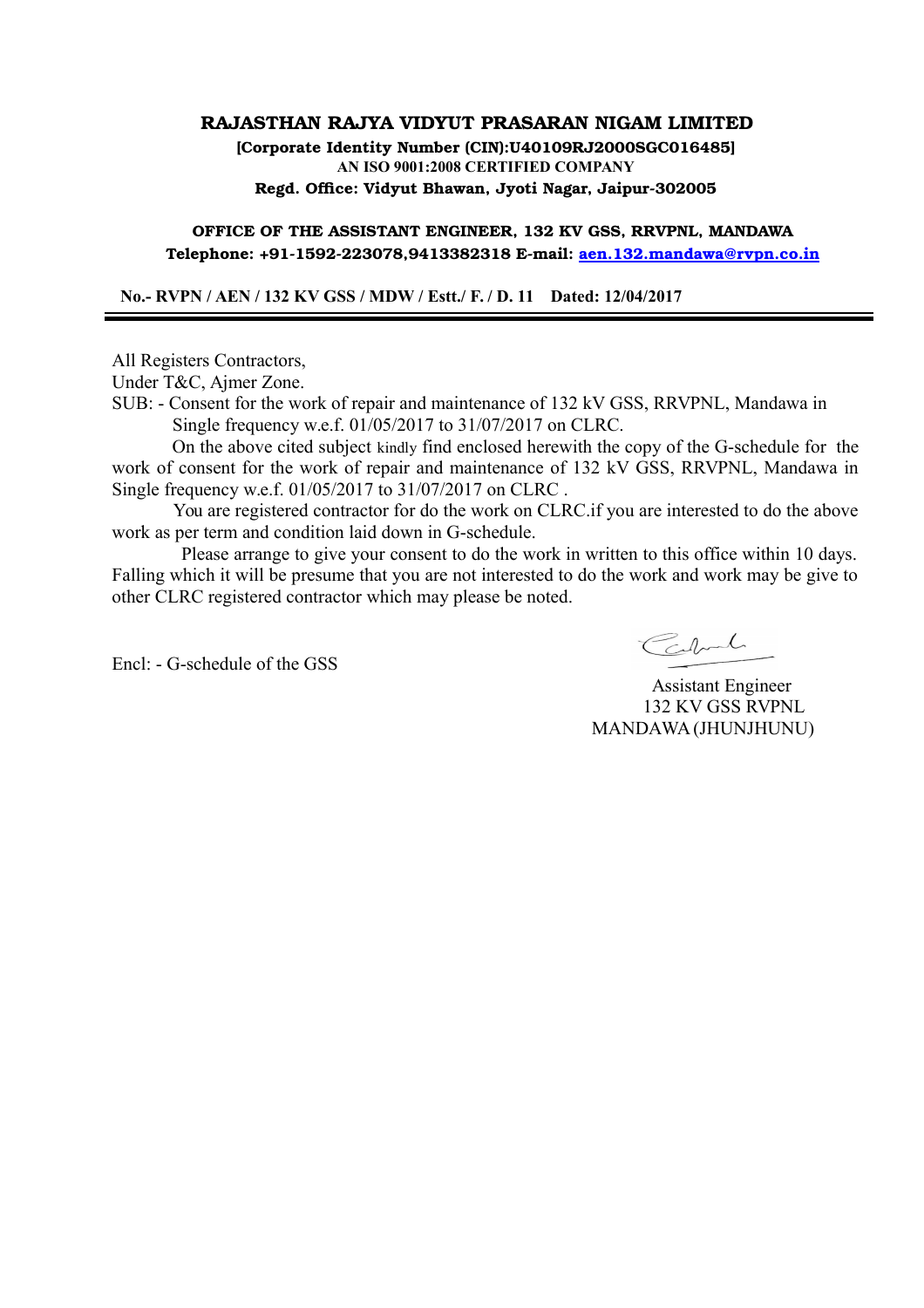**RAJASTHAN RAJYA VIDYUT PRASARAN NIGAM LIMITED**

**[Corporate Identity Number (CIN):U40109RJ2000SGC016485]**

**AN ISO 9001:2008 CERTIFIED COMPANY**

**Regd. Office: Vidyut Bhawan, Jyoti Nagar, Jaipur-302005**

**OFFICE OF THE ASSISTANT ENGINEER, 132 KV GSS, RRVPNL, MANDAWA**

**Telephone: +91-1592-223078,9413382318 E-mail: aen.132.mandawa@rvpn.co.in**

**No.- RVPN / AEN / 132 KV GSS / MDW / Estt./ F. / D. 11 Dated: 12/04/2017**

---

All Registers Contractors,
Under T&C, Ajmer Zone.

SUB: - Consent for the work of repair and maintenance of 132 kV GSS, RRVPNL, Mandawa in Single frequency w.e.f. 01/05/2017 to 31/07/2017 on CLRC.

On the above cited subject kindly find enclosed herewith the copy of the G-schedule for the work of consent for the work of repair and maintenance of 132 kV GSS, RRVPNL, Mandawa in Single frequency w.e.f. 01/05/2017 to 31/07/2017 on CLRC .

You are registered contractor for do the work on CLRC.if you are interested to do the above work as per term and condition laid down in G-schedule.

Please arrange to give your consent to do the work in written to this office within 10 days. Falling which it will be presume that you are not interested to do the work and work may be give to other CLRC registered contractor which may please be noted.

Encl: - G-schedule of the GSS

Assistant Engineer
132 KV GSS RVPNL
MANDAWA (JHUNJHUNU)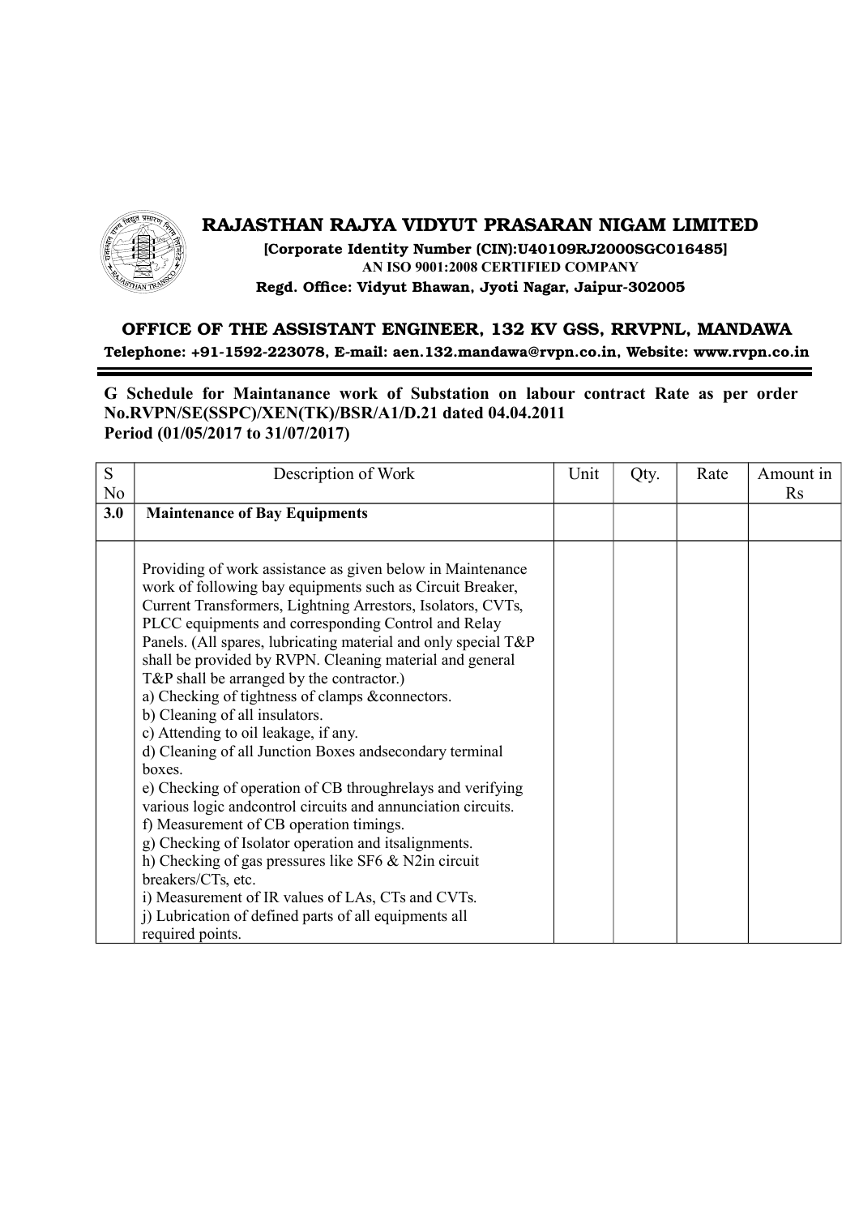## RAJASTHAN RAJYA VIDYUT PRASARAN NIGAM LIMITED

**[Corporate Identity Number (CIN):U40109RJ2000SGC016485]**
**AN ISO 9001:2008 CERTIFIED COMPANY**
**Regd. Office: Vidyut Bhawan, Jyoti Nagar, Jaipur-302005**

### OFFICE OF THE ASSISTANT ENGINEER, 132 KV GSS, RRVPNL, MANDAWA

**Telephone: +91-1592-223078, E-mail: aen.132.mandawa@rvpn.co.in, Website: www.rvpn.co.in**

**G Schedule for Maintanance work of Substation on labour contract Rate as per order No.RVPN/SE(SSPC)/XEN(TK)/BSR/A1/D.21 dated 04.04.2011**
**Period (01/05/2017 to 31/07/2017)**

| S No | Description of Work | Unit | Qty. | Rate | Amount in Rs |
|---|---|---|---|---|---|
| **3.0** | **Maintenance of Bay Equipments** | | | | |
| | Providing of work assistance as given below in Maintenance work of following bay equipments such as Circuit Breaker, Current Transformers, Lightning Arrestors, Isolators, CVTs, PLCC equipments and corresponding Control and Relay Panels. (All spares, lubricating material and only special T&P shall be provided by RVPN. Cleaning material and general T&P shall be arranged by the contractor.)<br>a) Checking of tightness of clamps &connectors.<br>b) Cleaning of all insulators.<br>c) Attending to oil leakage, if any.<br>d) Cleaning of all Junction Boxes andsecondary terminal boxes.<br>e) Checking of operation of CB throughrelays and verifying various logic andcontrol circuits and annunciation circuits.<br>f) Measurement of CB operation timings.<br>g) Checking of Isolator operation and itsalignments.<br>h) Checking of gas pressures like SF6 & N2in circuit breakers/CTs, etc.<br>i) Measurement of IR values of LAs, CTs and CVTs.<br>j) Lubrication of defined parts of all equipments all required points. | | | | |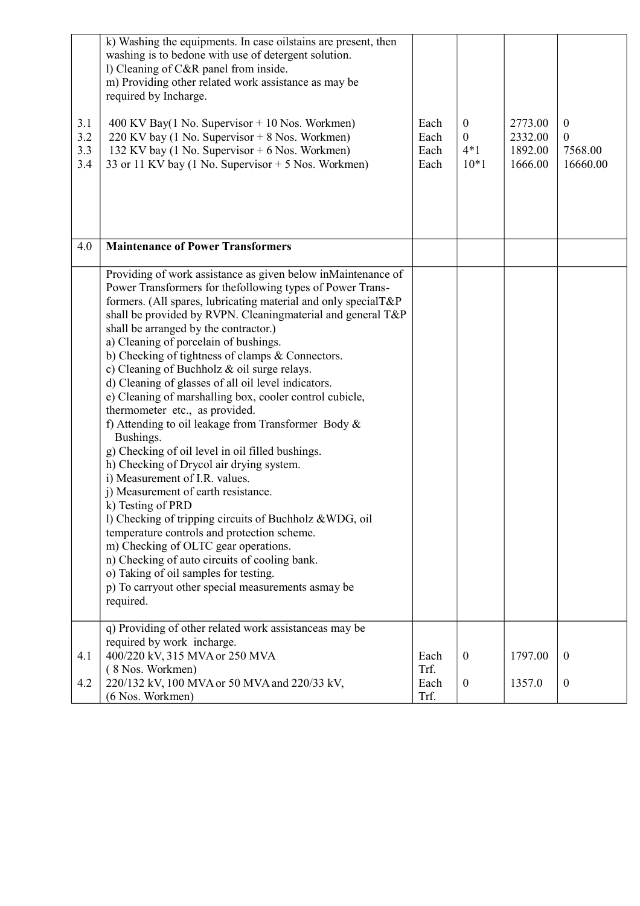| | | | | | |
|---|---|---|---|---|---|
| | k) Washing the equipments. In case oilstains are present, then washing is to bedone with use of detergent solution.<br>l) Cleaning of C&R panel from inside.<br>m) Providing other related work assistance as may be required by Incharge. | | | | |
| 3.1 | 400 KV Bay(1 No. Supervisor + 10 Nos. Workmen) | Each | 0 | 2773.00 | 0 |
| 3.2 | 220 KV bay (1 No. Supervisor + 8 Nos. Workmen) | Each | 0 | 2332.00 | 0 |
| 3.3 | 132 KV bay (1 No. Supervisor + 6 Nos. Workmen) | Each | 4*1 | 1892.00 | 7568.00 |
| 3.4 | 33 or 11 KV bay (1 No. Supervisor + 5 Nos. Workmen) | Each | 10*1 | 1666.00 | 16660.00 |
| 4.0 | **Maintenance of Power Transformers** | | | | |
| | Providing of work assistance as given below inMaintenance of Power Transformers for thefollowing types of Power Trans-formers. (All spares, lubricating material and only specialT&P shall be provided by RVPN. Cleaningmaterial and general T&P shall be arranged by the contractor.)<br>a) Cleaning of porcelain of bushings.<br>b) Checking of tightness of clamps & Connectors.<br>c) Cleaning of Buchholz & oil surge relays.<br>d) Cleaning of glasses of all oil level indicators.<br>e) Cleaning of marshalling box, cooler control cubicle, thermometer etc., as provided.<br>f) Attending to oil leakage from Transformer Body & Bushings.<br>g) Checking of oil level in oil filled bushings.<br>h) Checking of Drycol air drying system.<br>i) Measurement of I.R. values.<br>j) Measurement of earth resistance.<br>k) Testing of PRD<br>l) Checking of tripping circuits of Buchholz &WDG, oil temperature controls and protection scheme.<br>m) Checking of OLTC gear operations.<br>n) Checking of auto circuits of cooling bank.<br>o) Taking of oil samples for testing.<br>p) To carryout other special measurements asmay be required. | | | | |
| | q) Providing of other related work assistanceas may be required by work incharge. | | | | |
| 4.1 | 400/220 kV, 315 MVA or 250 MVA<br>( 8 Nos. Workmen) | Each Trf. | 0 | 1797.00 | 0 |
| 4.2 | 220/132 kV, 100 MVA or 50 MVA and 220/33 kV,<br>(6 Nos. Workmen) | Each Trf. | 0 | 1357.0 | 0 |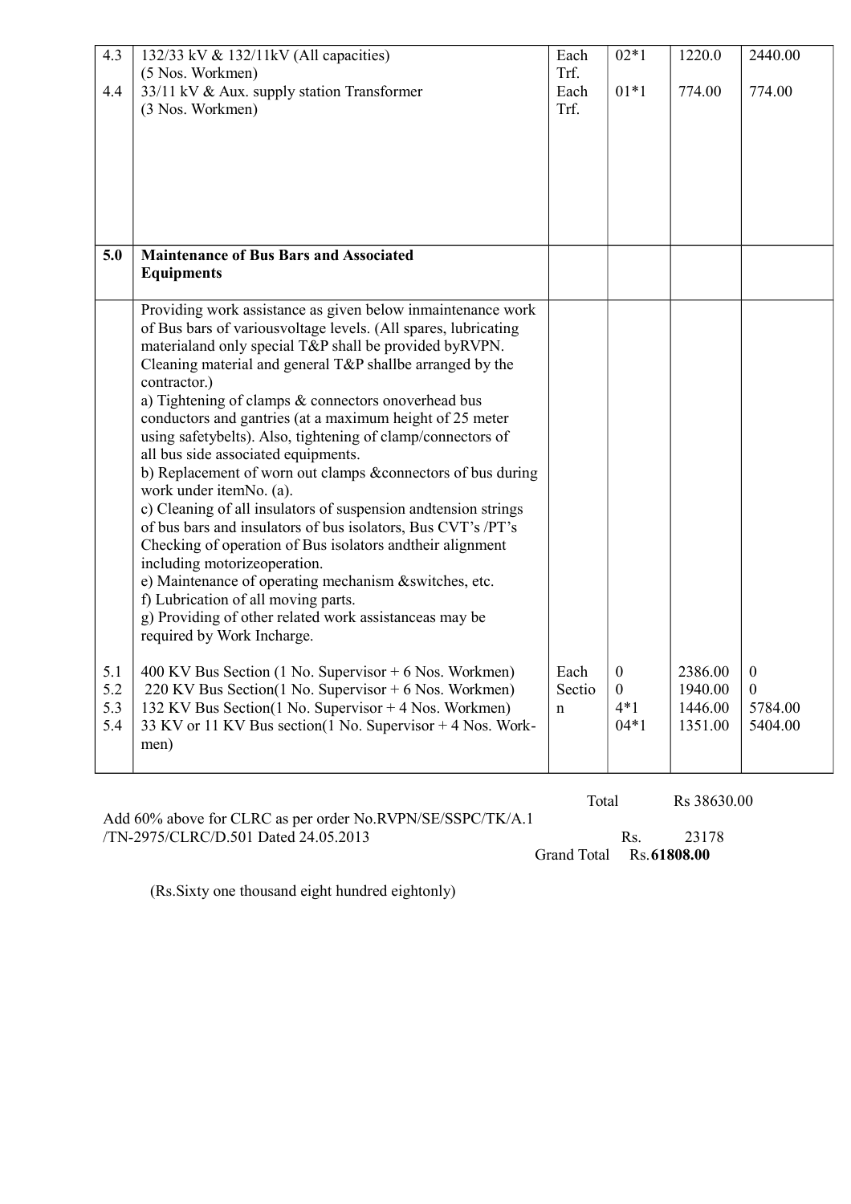| | | | | | |
|---|---|---|---|---|---|
| 4.3<br><br>4.4 | 132/33 kV & 132/11kV (All capacities)<br>(5 Nos. Workmen)<br>33/11 kV & Aux. supply station Transformer<br>(3 Nos. Workmen) | Each Trf.<br>Each Trf. | 02*1<br><br>01*1 | 1220.0<br><br>774.00 | 2440.00<br><br>774.00 |
| **5.0** | **Maintenance of Bus Bars and Associated Equipments** | | | | |
| | Providing work assistance as given below inmaintenance work of Bus bars of variousvoltage levels. (All spares, lubricating materialand only special T&P shall be provided byRVPN. Cleaning material and general T&P shallbe arranged by the contractor.)<br>a) Tightening of clamps & connectors onoverhead bus conductors and gantries (at a maximum height of 25 meter using safetybelts). Also, tightening of clamp/connectors of all bus side associated equipments.<br>b) Replacement of worn out clamps &connectors of bus during work under itemNo. (a).<br>c) Cleaning of all insulators of suspension andtension strings of bus bars and insulators of bus isolators, Bus CVT's /PT's Checking of operation of Bus isolators andtheir alignment including motorizeoperation.<br>e) Maintenance of operating mechanism &switches, etc.<br>f) Lubrication of all moving parts.<br>g) Providing of other related work assistanceas may be required by Work Incharge. | | | | |
| 5.1<br>5.2<br>5.3<br>5.4 | 400 KV Bus Section (1 No. Supervisor + 6 Nos. Workmen)<br>220 KV Bus Section(1 No. Supervisor + 6 Nos. Workmen)<br>132 KV Bus Section(1 No. Supervisor + 4 Nos. Workmen)<br>33 KV or 11 KV Bus section(1 No. Supervisor + 4 Nos. Work-men) | Each Section | 0<br>0<br>4*1<br>04*1 | 2386.00<br>1940.00<br>1446.00<br>1351.00 | 0<br>0<br>5784.00<br>5404.00 |

Total Rs 38630.00

Add 60% above for CLRC as per order No.RVPN/SE/SSPC/TK/A.1 /TN-2975/CLRC/D.501 Dated 24.05.2013 Rs. 23178

Grand Total Rs.**61808.00**

(Rs.Sixty one thousand eight hundred eightonly)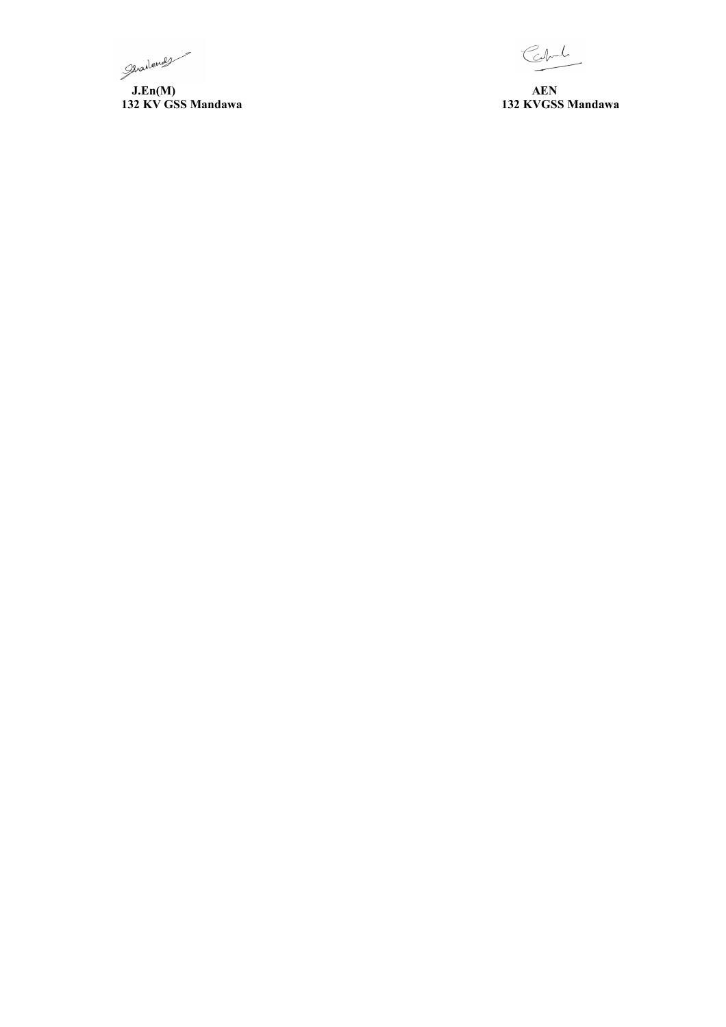J.En(M)
132 KV GSS Mandawa

AEN
132 KVGSS Mandawa